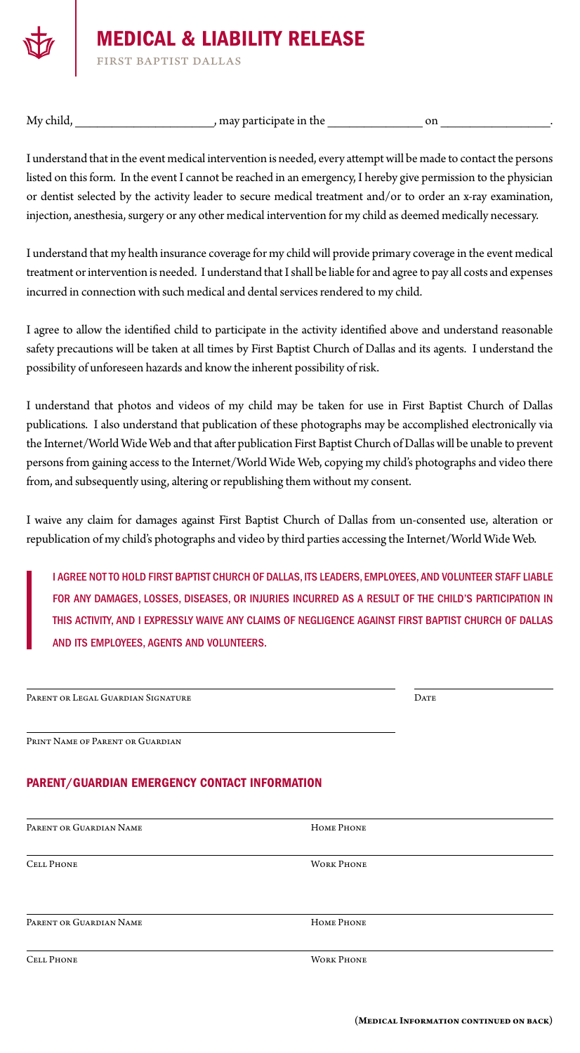# MEDICAL & LIABILITY RELEASE

FIRST BAPTIST DALLAS

My child, ______________________, may participate in the _______________ on __________________.

I understand that in the event medical intervention is needed, every attempt will be made to contact the persons listed on this form. In the event I cannot be reached in an emergency, I hereby give permission to the physician or dentist selected by the activity leader to secure medical treatment and/or to order an x-ray examination, injection, anesthesia, surgery or any other medical intervention for my child as deemed medically necessary.

I understand that my health insurance coverage for my child will provide primary coverage in the event medical treatment or intervention is needed. I understand that I shall be liable for and agree to pay all costs and expenses incurred in connection with such medical and dental services rendered to my child.

I agree to allow the identified child to participate in the activity identified above and understand reasonable safety precautions will be taken at all times by First Baptist Church of Dallas and its agents. I understand the possibility of unforeseen hazards and know the inherent possibility of risk.

I understand that photos and videos of my child may be taken for use in First Baptist Church of Dallas publications. I also understand that publication of these photographs may be accomplished electronically via the Internet/World Wide Web and that after publication First Baptist Church of Dallas will be unable to prevent persons from gaining access to the Internet/World Wide Web, copying my child's photographs and video there from, and subsequently using, altering or republishing them without my consent.

I waive any claim for damages against First Baptist Church of Dallas from un-consented use, alteration or republication of my child's photographs and video by third parties accessing the Internet/World Wide Web.

> I AGREE NOT TO HOLD FIRST BAPTIST CHURCH OF DALLAS, ITS LEADERS, EMPLOYEES, AND VOLUNTEER STAFF LIABLE FOR ANY DAMAGES, LOSSES, DISEASES, OR INJURIES INCURRED AS A RESULT OF THE CHILD'S PARTICIPATION IN THIS ACTIVITY, AND I EXPRESSLY WAIVE ANY CLAIMS OF NEGLIGENCE AGAINST FIRST BAPTIST CHURCH OF DALLAS AND ITS EMPLOYEES, AGENTS AND VOLUNTEERS.

______________________________________________ ____________________

Parent or Legal Guardian Signature Date

______________________________________________

Print Name of Parent or Guardian

## PARENT/GUARDIAN EMERGENCY CONTACT INFORMATION

______________________________________________

Parent or Guardian Name Home Phone

______________________________________________

Cell Phone Work Phone

______________________________________________

Parent or Guardian Name Home Phone

______________________________________________

Cell Phone Work Phone

(Medical Information continued on back)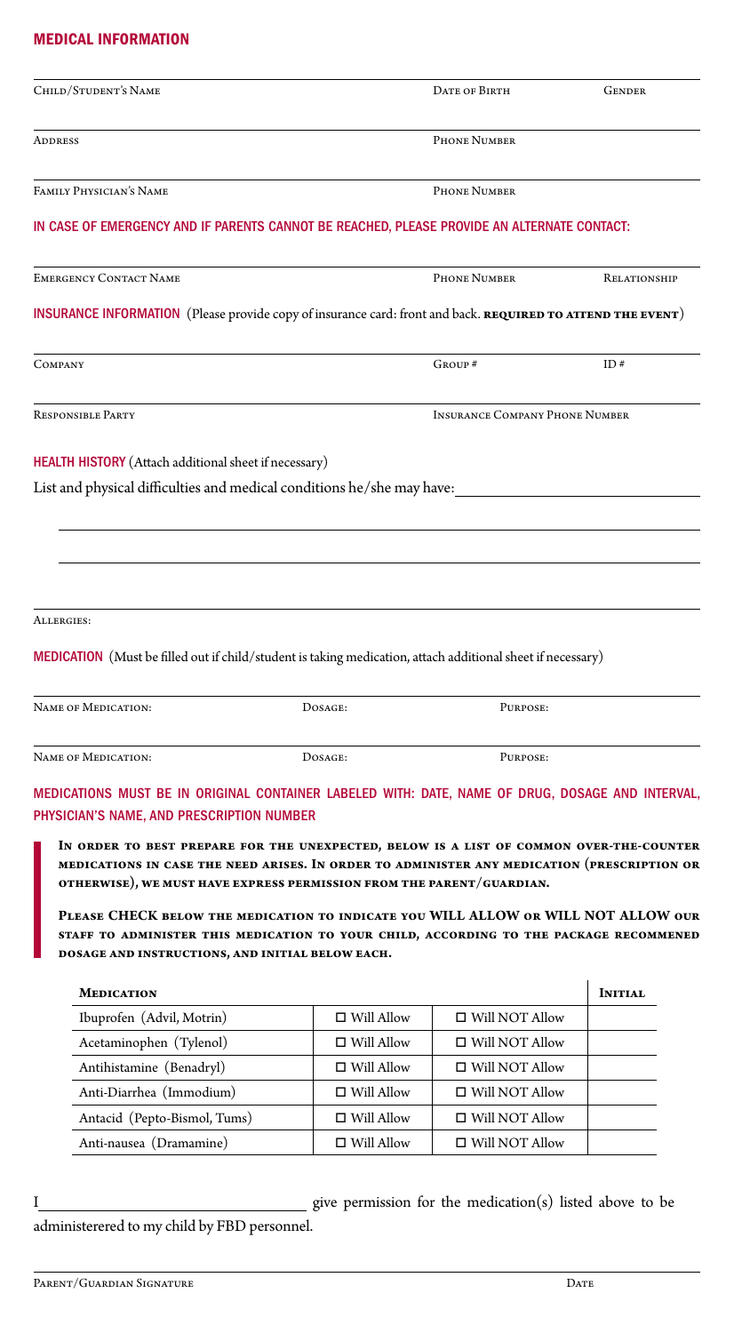## MEDICAL INFORMATION

| | | |
|---|---|---|
| CHILD/STUDENT'S NAME | DATE OF BIRTH | GENDER |
| ADDRESS | PHONE NUMBER | |
| FAMILY PHYSICIAN'S NAME | PHONE NUMBER | |

### IN CASE OF EMERGENCY AND IF PARENTS CANNOT BE REACHED, PLEASE PROVIDE AN ALTERNATE CONTACT:

| | | |
|---|---|---|
| EMERGENCY CONTACT NAME | PHONE NUMBER | RELATIONSHIP |

### INSURANCE INFORMATION (Please provide copy of insurance card: front and back. **REQUIRED TO ATTEND THE EVENT**)

| | | |
|---|---|---|
| COMPANY | GROUP # | ID # |
| RESPONSIBLE PARTY | INSURANCE COMPANY PHONE NUMBER | |

### HEALTH HISTORY (Attach additional sheet if necessary)

List and physical difficulties and medical conditions he/she may have: ______________________

______________________________________________

______________________________________________

ALLERGIES:

### MEDICATION (Must be filled out if child/student is taking medication, attach additional sheet if necessary)

| | | |
|---|---|---|
| NAME OF MEDICATION: | DOSAGE: | PURPOSE: |
| NAME OF MEDICATION: | DOSAGE: | PURPOSE: |

### MEDICATIONS MUST BE IN ORIGINAL CONTAINER LABELED WITH: DATE, NAME OF DRUG, DOSAGE AND INTERVAL, PHYSICIAN'S NAME, AND PRESCRIPTION NUMBER

**IN ORDER TO BEST PREPARE FOR THE UNEXPECTED, BELOW IS A LIST OF COMMON OVER-THE-COUNTER MEDICATIONS IN CASE THE NEED ARISES. IN ORDER TO ADMINISTER ANY MEDICATION (PRESCRIPTION OR OTHERWISE), WE MUST HAVE EXPRESS PERMISSION FROM THE PARENT/GUARDIAN.**

**PLEASE CHECK BELOW THE MEDICATION TO INDICATE YOU WILL ALLOW OR WILL NOT ALLOW OUR STAFF TO ADMINISTER THIS MEDICATION TO YOUR CHILD, ACCORDING TO THE PACKAGE RECOMMENED DOSAGE AND INSTRUCTIONS, AND INITIAL BELOW EACH.**

| MEDICATION | | | INITIAL |
|---|---|---|---|
| Ibuprofen (Advil, Motrin) | ☐ Will Allow | ☐ Will NOT Allow | |
| Acetaminophen (Tylenol) | ☐ Will Allow | ☐ Will NOT Allow | |
| Antihistamine (Benadryl) | ☐ Will Allow | ☐ Will NOT Allow | |
| Anti-Diarrhea (Immodium) | ☐ Will Allow | ☐ Will NOT Allow | |
| Antacid (Pepto-Bismol, Tums) | ☐ Will Allow | ☐ Will NOT Allow | |
| Anti-nausea (Dramamine) | ☐ Will Allow | ☐ Will NOT Allow | |

I ______________________ give permission for the medication(s) listed above to be administerered to my child by FBD personnel.

| | |
|---|---|
| PARENT/GUARDIAN SIGNATURE | DATE |